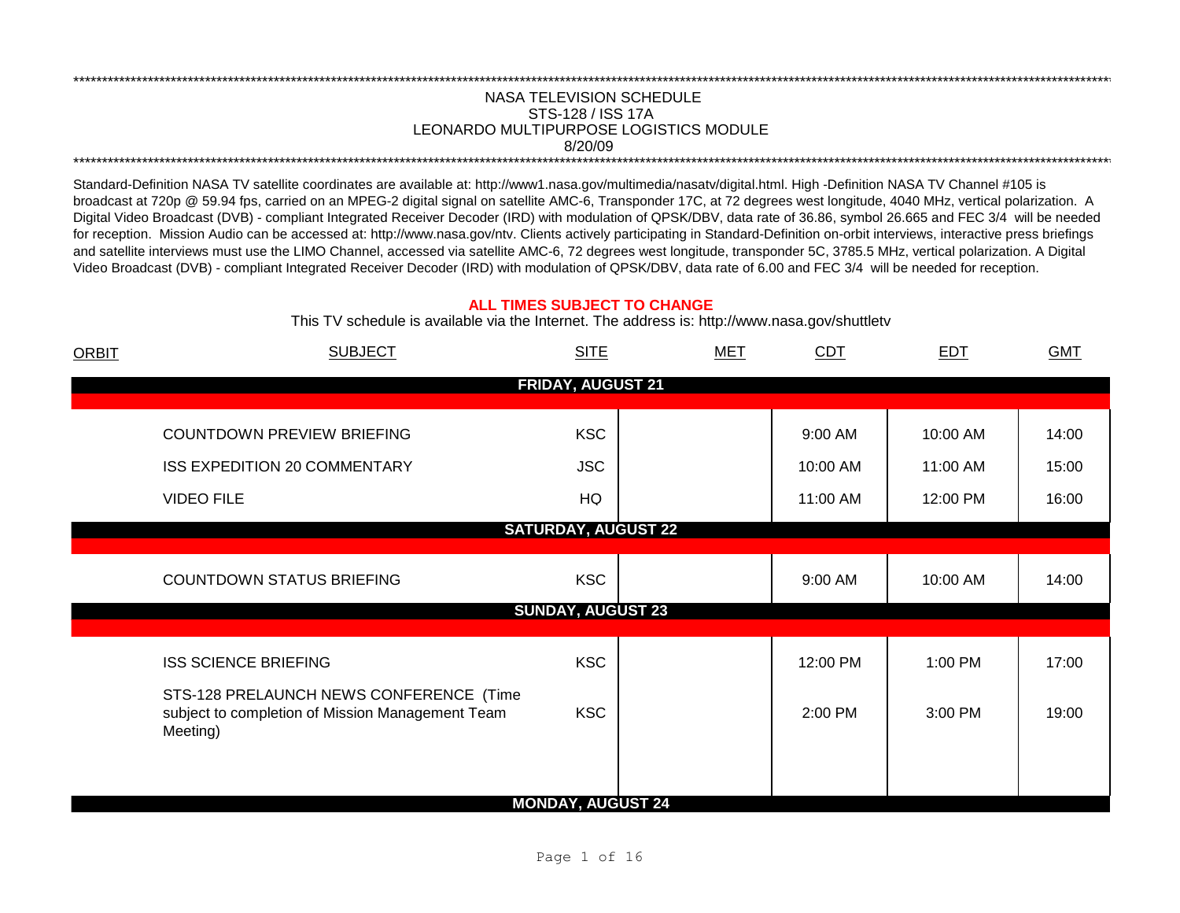NASA TELEVISION SCHEDULE

STS-128 / ISS 17A

LEONARDO MULTIPURPOSE LOGISTICS MODULE

8/20/09

Standard-Definition NASA TV satellite coordinates are available at: http://www1.nasa.gov/multimedia/nasatv/digital.html. High -Definition NASA TV Channel #105 is broadcast at 720p @ 59.94 fps, carried on an MPEG-2 digital signal on satellite AMC-6, Transponder 17C, at 72 degrees west longitude, 4040 MHz, vertical polarization. A Digital Video Broadcast (DVB) - compliant Integrated Receiver Decoder (IRD) with modulation of QPSK/DBV, data rate of 36.86, symbol 26.665 and FEC 3/4 will be needed for reception. Mission Audio can be accessed at: http://www.nasa.gov/ntv. Clients actively participating in Standard-Definition on-orbit interviews, interactive press briefings and satellite interviews must use the LIMO Channel, accessed via satellite AMC-6, 72 degrees west longitude, transponder 5C, 3785.5 MHz, vertical polarization. A Digital Video Broadcast (DVB) - compliant Integrated Receiver Decoder (IRD) with modulation of QPSK/DBV, data rate of 6.00 and FEC 3/4 will be needed for reception.

**ALL TIMES SUBJECT TO CHANGE**

This TV schedule is available via the Internet. The address is: http://www.nasa.gov/shuttletv

| ORBIT | SUBJECT | SITE | MET | CDT | EDT | GMT |
|---|---|---|---|---|---|---|
| | **FRIDAY, AUGUST 21** | | | | | |
| | COUNTDOWN PREVIEW BRIEFING | KSC | | 9:00 AM | 10:00 AM | 14:00 |
| | ISS EXPEDITION 20 COMMENTARY | JSC | | 10:00 AM | 11:00 AM | 15:00 |
| | VIDEO FILE | HQ | | 11:00 AM | 12:00 PM | 16:00 |
| | **SATURDAY, AUGUST 22** | | | | | |
| | COUNTDOWN STATUS BRIEFING | KSC | | 9:00 AM | 10:00 AM | 14:00 |
| | **SUNDAY, AUGUST 23** | | | | | |
| | ISS SCIENCE BRIEFING | KSC | | 12:00 PM | 1:00 PM | 17:00 |
| | STS-128 PRELAUNCH NEWS CONFERENCE (Time subject to completion of Mission Management Team Meeting) | KSC | | 2:00 PM | 3:00 PM | 19:00 |
| | **MONDAY, AUGUST 24** | | | | | |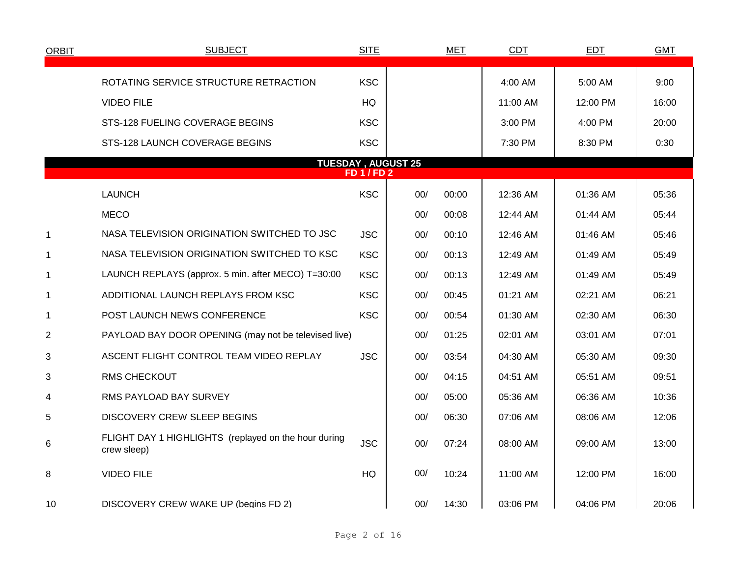| ORBIT | SUBJECT | SITE | MET | | CDT | EDT | GMT |
|---|---|---|---|---|---|---|---|
| | ROTATING SERVICE STRUCTURE RETRACTION | KSC | | | 4:00 AM | 5:00 AM | 9:00 |
| | VIDEO FILE | HQ | | | 11:00 AM | 12:00 PM | 16:00 |
| | STS-128 FUELING COVERAGE BEGINS | KSC | | | 3:00 PM | 4:00 PM | 20:00 |
| | STS-128 LAUNCH COVERAGE BEGINS | KSC | | | 7:30 PM | 8:30 PM | 0:30 |
| | **TUESDAY , AUGUST 25** | | | | | | |
| | **FD 1 / FD 2** | | | | | | |
| | LAUNCH | KSC | 00/ | 00:00 | 12:36 AM | 01:36 AM | 05:36 |
| | MECO | | 00/ | 00:08 | 12:44 AM | 01:44 AM | 05:44 |
| 1 | NASA TELEVISION ORIGINATION SWITCHED TO JSC | JSC | 00/ | 00:10 | 12:46 AM | 01:46 AM | 05:46 |
| 1 | NASA TELEVISION ORIGINATION SWITCHED TO KSC | KSC | 00/ | 00:13 | 12:49 AM | 01:49 AM | 05:49 |
| 1 | LAUNCH REPLAYS (approx. 5 min. after MECO) T=30:00 | KSC | 00/ | 00:13 | 12:49 AM | 01:49 AM | 05:49 |
| 1 | ADDITIONAL LAUNCH REPLAYS FROM KSC | KSC | 00/ | 00:45 | 01:21 AM | 02:21 AM | 06:21 |
| 1 | POST LAUNCH NEWS CONFERENCE | KSC | 00/ | 00:54 | 01:30 AM | 02:30 AM | 06:30 |
| 2 | PAYLOAD BAY DOOR OPENING (may not be televised live) | | 00/ | 01:25 | 02:01 AM | 03:01 AM | 07:01 |
| 3 | ASCENT FLIGHT CONTROL TEAM VIDEO REPLAY | JSC | 00/ | 03:54 | 04:30 AM | 05:30 AM | 09:30 |
| 3 | RMS CHECKOUT | | 00/ | 04:15 | 04:51 AM | 05:51 AM | 09:51 |
| 4 | RMS PAYLOAD BAY SURVEY | | 00/ | 05:00 | 05:36 AM | 06:36 AM | 10:36 |
| 5 | DISCOVERY CREW SLEEP BEGINS | | 00/ | 06:30 | 07:06 AM | 08:06 AM | 12:06 |
| 6 | FLIGHT DAY 1 HIGHLIGHTS (replayed on the hour during crew sleep) | JSC | 00/ | 07:24 | 08:00 AM | 09:00 AM | 13:00 |
| 8 | VIDEO FILE | HQ | 00/ | 10:24 | 11:00 AM | 12:00 PM | 16:00 |
| 10 | DISCOVERY CREW WAKE UP (begins FD 2) | | 00/ | 14:30 | 03:06 PM | 04:06 PM | 20:06 |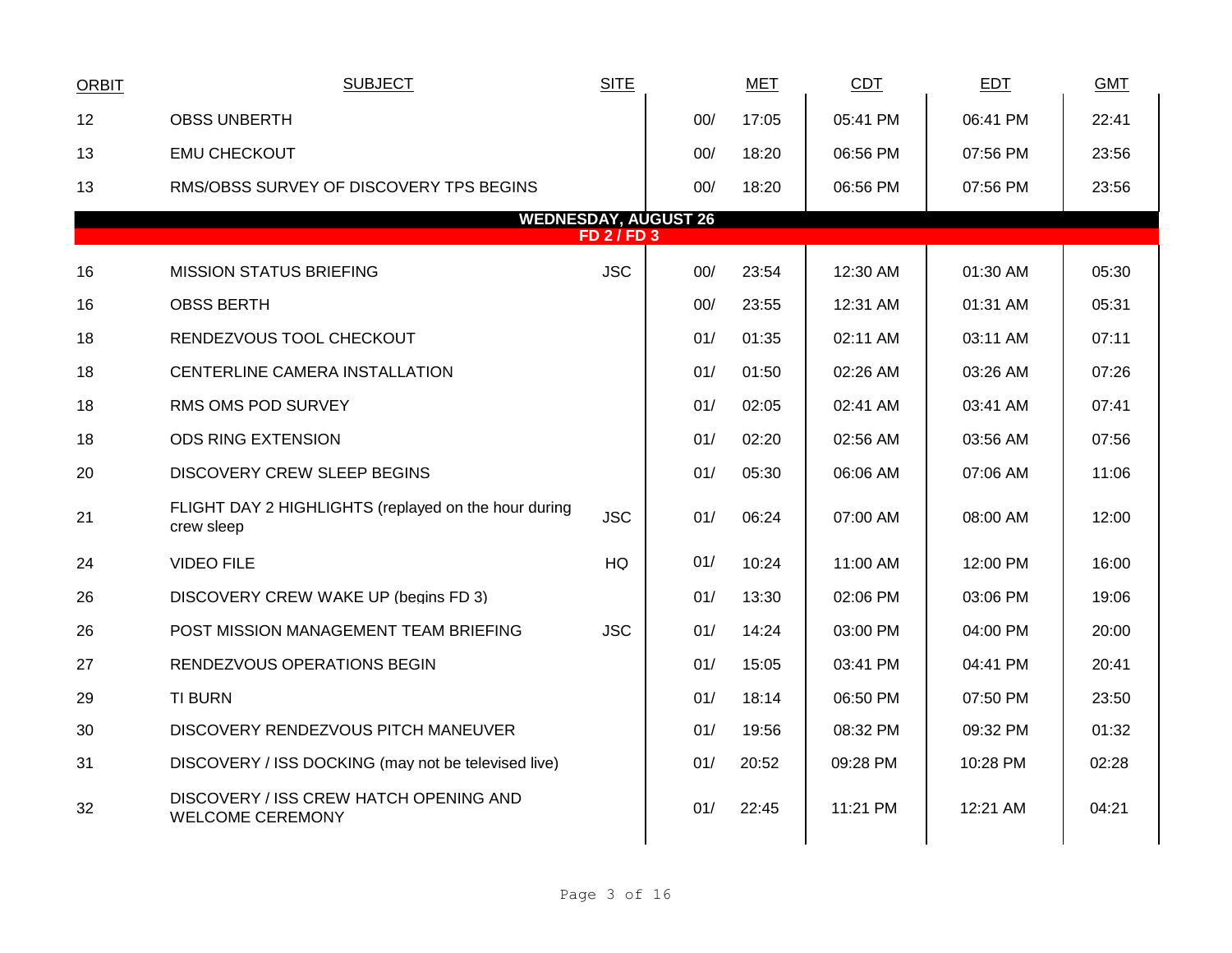| ORBIT | SUBJECT | SITE | MET | | CDT | EDT | GMT |
|---|---|---|---|---|---|---|---|
| 12 | OBSS UNBERTH | | 00/ | 17:05 | 05:41 PM | 06:41 PM | 22:41 |
| 13 | EMU CHECKOUT | | 00/ | 18:20 | 06:56 PM | 07:56 PM | 23:56 |
| 13 | RMS/OBSS SURVEY OF DISCOVERY TPS BEGINS | | 00/ | 18:20 | 06:56 PM | 07:56 PM | 23:56 |
| | **WEDNESDAY, AUGUST 26** **FD 2 / FD 3** | | | | | | |
| 16 | MISSION STATUS BRIEFING | JSC | 00/ | 23:54 | 12:30 AM | 01:30 AM | 05:30 |
| 16 | OBSS BERTH | | 00/ | 23:55 | 12:31 AM | 01:31 AM | 05:31 |
| 18 | RENDEZVOUS TOOL CHECKOUT | | 01/ | 01:35 | 02:11 AM | 03:11 AM | 07:11 |
| 18 | CENTERLINE CAMERA INSTALLATION | | 01/ | 01:50 | 02:26 AM | 03:26 AM | 07:26 |
| 18 | RMS OMS POD SURVEY | | 01/ | 02:05 | 02:41 AM | 03:41 AM | 07:41 |
| 18 | ODS RING EXTENSION | | 01/ | 02:20 | 02:56 AM | 03:56 AM | 07:56 |
| 20 | DISCOVERY CREW SLEEP BEGINS | | 01/ | 05:30 | 06:06 AM | 07:06 AM | 11:06 |
| 21 | FLIGHT DAY 2 HIGHLIGHTS (replayed on the hour during crew sleep | JSC | 01/ | 06:24 | 07:00 AM | 08:00 AM | 12:00 |
| 24 | VIDEO FILE | HQ | 01/ | 10:24 | 11:00 AM | 12:00 PM | 16:00 |
| 26 | DISCOVERY CREW WAKE UP (begins FD 3) | | 01/ | 13:30 | 02:06 PM | 03:06 PM | 19:06 |
| 26 | POST MISSION MANAGEMENT TEAM BRIEFING | JSC | 01/ | 14:24 | 03:00 PM | 04:00 PM | 20:00 |
| 27 | RENDEZVOUS OPERATIONS BEGIN | | 01/ | 15:05 | 03:41 PM | 04:41 PM | 20:41 |
| 29 | TI BURN | | 01/ | 18:14 | 06:50 PM | 07:50 PM | 23:50 |
| 30 | DISCOVERY RENDEZVOUS PITCH MANEUVER | | 01/ | 19:56 | 08:32 PM | 09:32 PM | 01:32 |
| 31 | DISCOVERY / ISS DOCKING (may not be televised live) | | 01/ | 20:52 | 09:28 PM | 10:28 PM | 02:28 |
| 32 | DISCOVERY / ISS CREW HATCH OPENING AND WELCOME CEREMONY | | 01/ | 22:45 | 11:21 PM | 12:21 AM | 04:21 |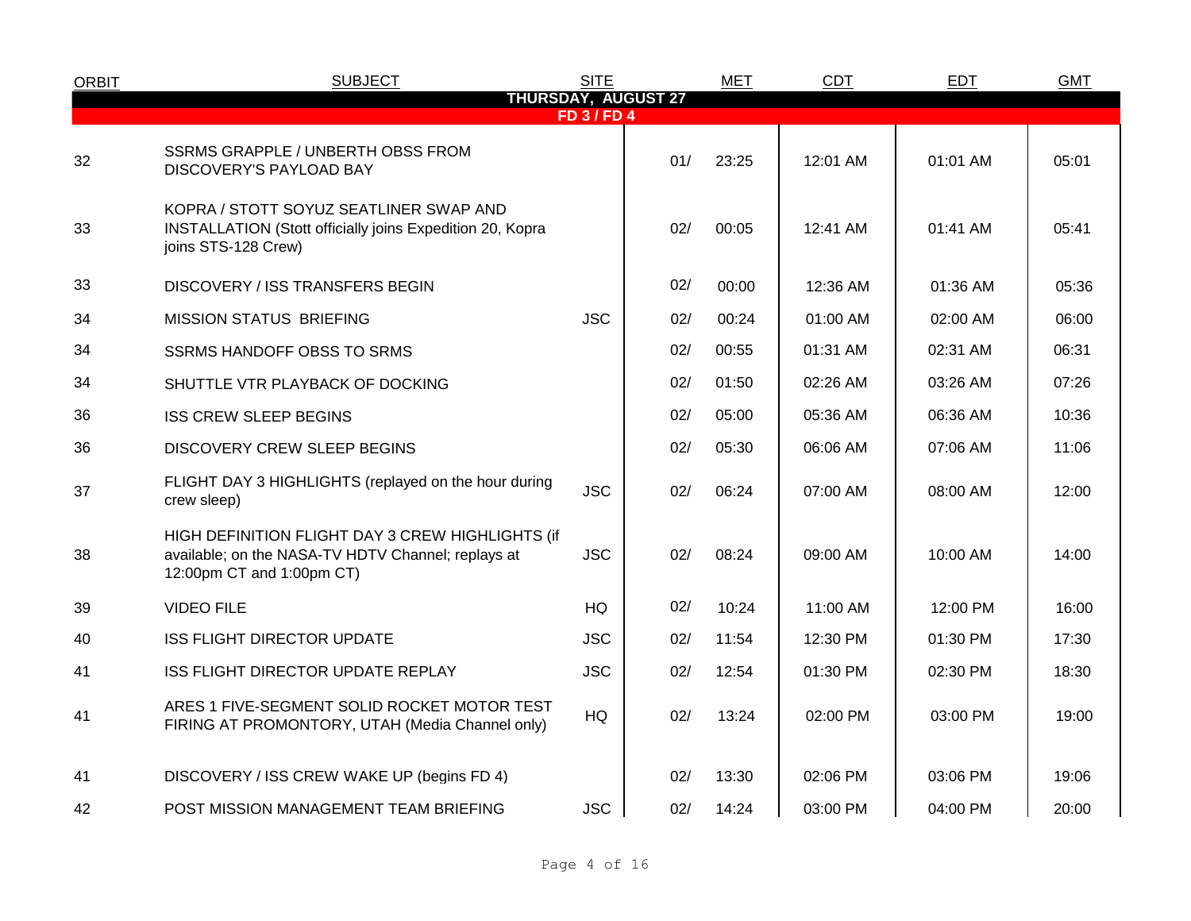| ORBIT | SUBJECT | SITE | MET | | CDT | EDT | GMT |
|---|---|---|---|---|---|---|---|
| **THURSDAY, AUGUST 27** | | | | | | | |
| **FD 3 / FD 4** | | | | | | | |
| 32 | SSRMS GRAPPLE / UNBERTH OBSS FROM DISCOVERY'S PAYLOAD BAY | | 01/ | 23:25 | 12:01 AM | 01:01 AM | 05:01 |
| 33 | KOPRA / STOTT SOYUZ SEATLINER SWAP AND INSTALLATION (Stott officially joins Expedition 20, Kopra joins STS-128 Crew) | | 02/ | 00:05 | 12:41 AM | 01:41 AM | 05:41 |
| 33 | DISCOVERY / ISS TRANSFERS BEGIN | | 02/ | 00:00 | 12:36 AM | 01:36 AM | 05:36 |
| 34 | MISSION STATUS BRIEFING | JSC | 02/ | 00:24 | 01:00 AM | 02:00 AM | 06:00 |
| 34 | SSRMS HANDOFF OBSS TO SRMS | | 02/ | 00:55 | 01:31 AM | 02:31 AM | 06:31 |
| 34 | SHUTTLE VTR PLAYBACK OF DOCKING | | 02/ | 01:50 | 02:26 AM | 03:26 AM | 07:26 |
| 36 | ISS CREW SLEEP BEGINS | | 02/ | 05:00 | 05:36 AM | 06:36 AM | 10:36 |
| 36 | DISCOVERY CREW SLEEP BEGINS | | 02/ | 05:30 | 06:06 AM | 07:06 AM | 11:06 |
| 37 | FLIGHT DAY 3 HIGHLIGHTS (replayed on the hour during crew sleep) | JSC | 02/ | 06:24 | 07:00 AM | 08:00 AM | 12:00 |
| 38 | HIGH DEFINITION FLIGHT DAY 3 CREW HIGHLIGHTS (if available; on the NASA-TV HDTV Channel; replays at 12:00pm CT and 1:00pm CT) | JSC | 02/ | 08:24 | 09:00 AM | 10:00 AM | 14:00 |
| 39 | VIDEO FILE | HQ | 02/ | 10:24 | 11:00 AM | 12:00 PM | 16:00 |
| 40 | ISS FLIGHT DIRECTOR UPDATE | JSC | 02/ | 11:54 | 12:30 PM | 01:30 PM | 17:30 |
| 41 | ISS FLIGHT DIRECTOR UPDATE REPLAY | JSC | 02/ | 12:54 | 01:30 PM | 02:30 PM | 18:30 |
| 41 | ARES 1 FIVE-SEGMENT SOLID ROCKET MOTOR TEST FIRING AT PROMONTORY, UTAH (Media Channel only) | HQ | 02/ | 13:24 | 02:00 PM | 03:00 PM | 19:00 |
| 41 | DISCOVERY / ISS CREW WAKE UP (begins FD 4) | | 02/ | 13:30 | 02:06 PM | 03:06 PM | 19:06 |
| 42 | POST MISSION MANAGEMENT TEAM BRIEFING | JSC | 02/ | 14:24 | 03:00 PM | 04:00 PM | 20:00 |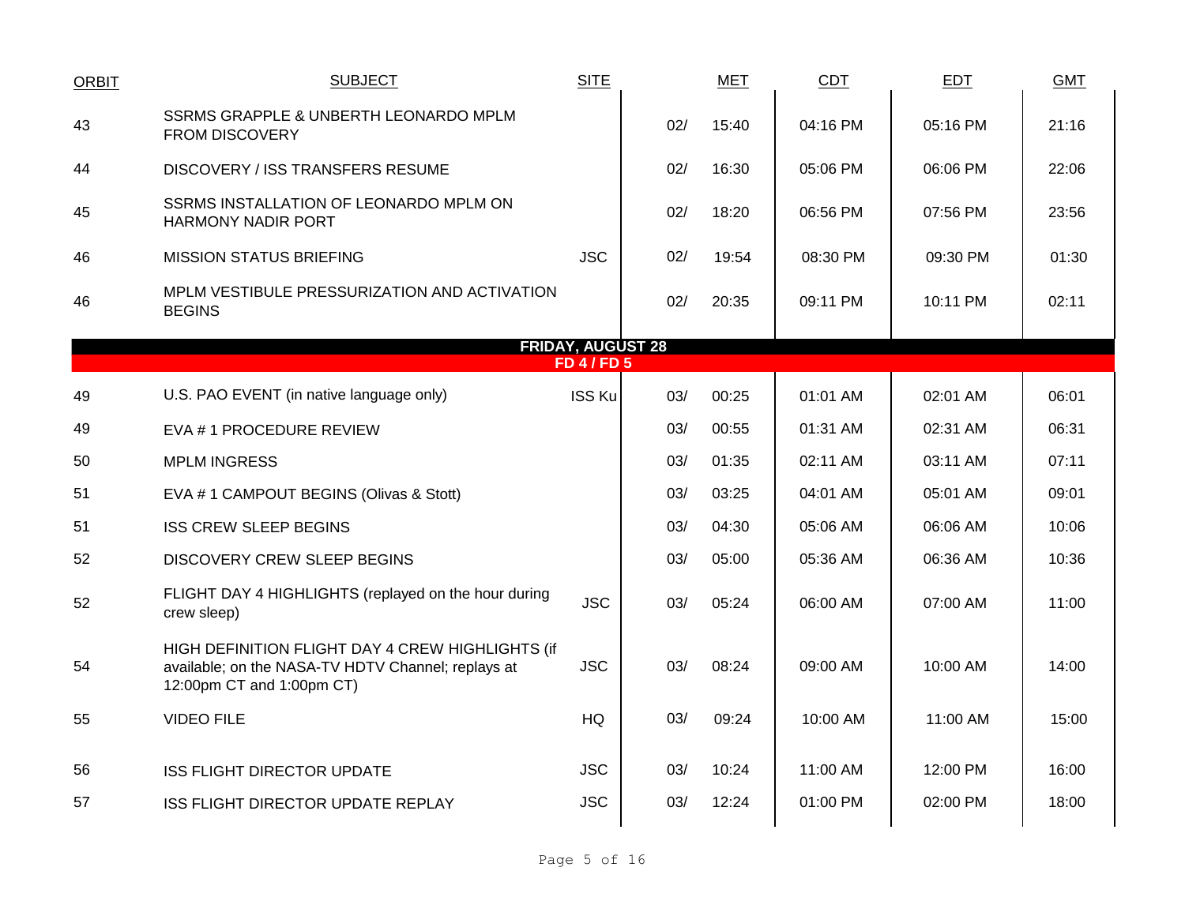| ORBIT | SUBJECT | SITE | | MET | CDT | EDT | GMT |
|---|---|---|---|---|---|---|---|
| 43 | SSRMS GRAPPLE & UNBERTH LEONARDO MPLM FROM DISCOVERY | | 02/ | 15:40 | 04:16 PM | 05:16 PM | 21:16 |
| 44 | DISCOVERY / ISS TRANSFERS RESUME | | 02/ | 16:30 | 05:06 PM | 06:06 PM | 22:06 |
| 45 | SSRMS INSTALLATION OF LEONARDO MPLM ON HARMONY NADIR PORT | | 02/ | 18:20 | 06:56 PM | 07:56 PM | 23:56 |
| 46 | MISSION STATUS BRIEFING | JSC | 02/ | 19:54 | 08:30 PM | 09:30 PM | 01:30 |
| 46 | MPLM VESTIBULE PRESSURIZATION AND ACTIVATION BEGINS | | 02/ | 20:35 | 09:11 PM | 10:11 PM | 02:11 |
| | **FRIDAY, AUGUST 28** | | | | | | |
| | **FD 4 / FD 5** | | | | | | |
| 49 | U.S. PAO EVENT (in native language only) | ISS Ku | 03/ | 00:25 | 01:01 AM | 02:01 AM | 06:01 |
| 49 | EVA # 1 PROCEDURE REVIEW | | 03/ | 00:55 | 01:31 AM | 02:31 AM | 06:31 |
| 50 | MPLM INGRESS | | 03/ | 01:35 | 02:11 AM | 03:11 AM | 07:11 |
| 51 | EVA # 1 CAMPOUT BEGINS (Olivas & Stott) | | 03/ | 03:25 | 04:01 AM | 05:01 AM | 09:01 |
| 51 | ISS CREW SLEEP BEGINS | | 03/ | 04:30 | 05:06 AM | 06:06 AM | 10:06 |
| 52 | DISCOVERY CREW SLEEP BEGINS | | 03/ | 05:00 | 05:36 AM | 06:36 AM | 10:36 |
| 52 | FLIGHT DAY 4 HIGHLIGHTS (replayed on the hour during crew sleep) | JSC | 03/ | 05:24 | 06:00 AM | 07:00 AM | 11:00 |
| 54 | HIGH DEFINITION FLIGHT DAY 4 CREW HIGHLIGHTS (if available; on the NASA-TV HDTV Channel; replays at 12:00pm CT and 1:00pm CT) | JSC | 03/ | 08:24 | 09:00 AM | 10:00 AM | 14:00 |
| 55 | VIDEO FILE | HQ | 03/ | 09:24 | 10:00 AM | 11:00 AM | 15:00 |
| 56 | ISS FLIGHT DIRECTOR UPDATE | JSC | 03/ | 10:24 | 11:00 AM | 12:00 PM | 16:00 |
| 57 | ISS FLIGHT DIRECTOR UPDATE REPLAY | JSC | 03/ | 12:24 | 01:00 PM | 02:00 PM | 18:00 |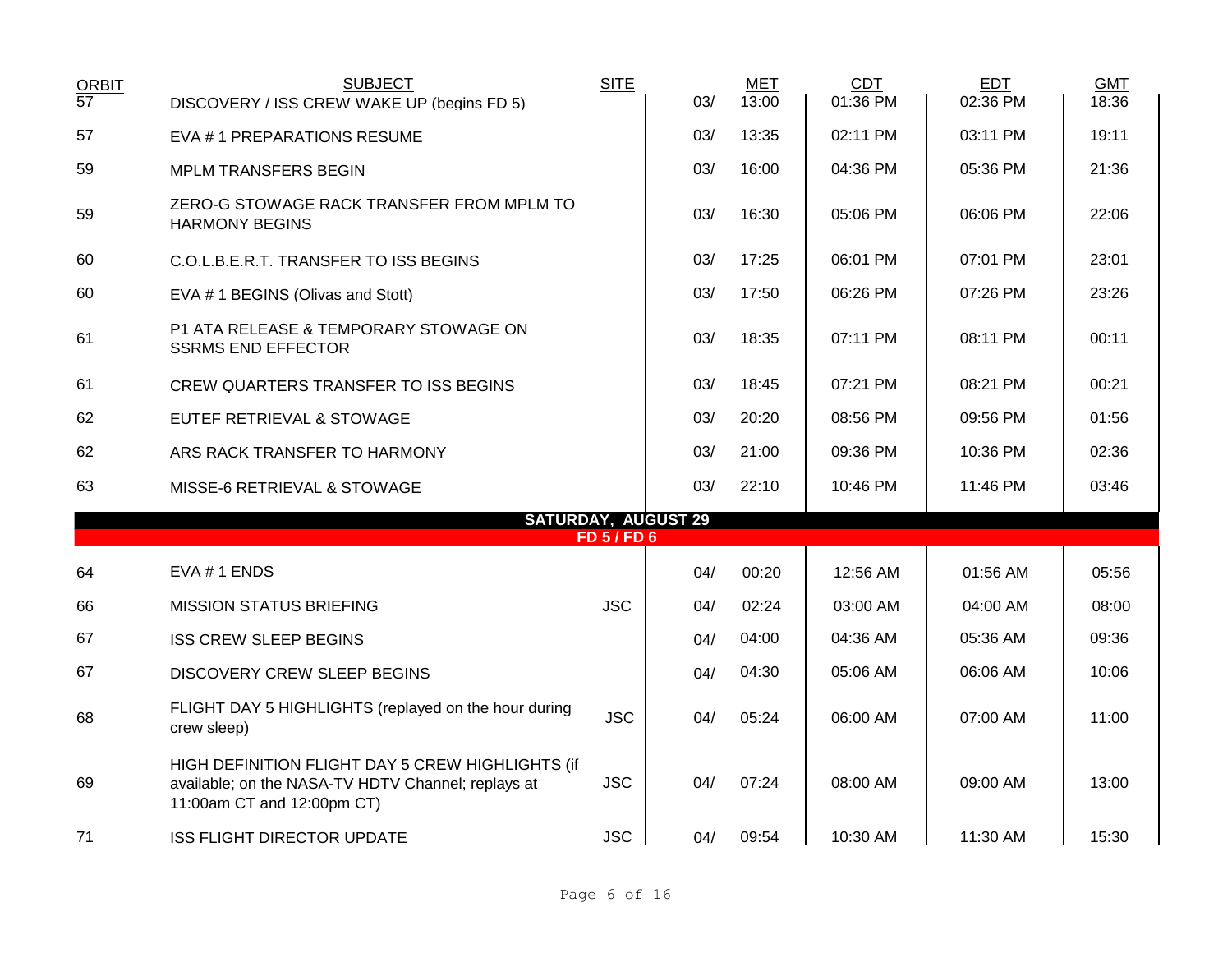| ORBIT | SUBJECT | SITE | | MET | CDT | EDT | GMT |
|---|---|---|---|---|---|---|---|
| 57 | DISCOVERY / ISS CREW WAKE UP (begins FD 5) | | 03/ | 13:00 | 01:36 PM | 02:36 PM | 18:36 |
| 57 | EVA # 1 PREPARATIONS RESUME | | 03/ | 13:35 | 02:11 PM | 03:11 PM | 19:11 |
| 59 | MPLM TRANSFERS BEGIN | | 03/ | 16:00 | 04:36 PM | 05:36 PM | 21:36 |
| 59 | ZERO-G STOWAGE RACK TRANSFER FROM MPLM TO HARMONY BEGINS | | 03/ | 16:30 | 05:06 PM | 06:06 PM | 22:06 |
| 60 | C.O.L.B.E.R.T. TRANSFER TO ISS BEGINS | | 03/ | 17:25 | 06:01 PM | 07:01 PM | 23:01 |
| 60 | EVA # 1 BEGINS (Olivas and Stott) | | 03/ | 17:50 | 06:26 PM | 07:26 PM | 23:26 |
| 61 | P1 ATA RELEASE & TEMPORARY STOWAGE ON SSRMS END EFFECTOR | | 03/ | 18:35 | 07:11 PM | 08:11 PM | 00:11 |
| 61 | CREW QUARTERS TRANSFER TO ISS BEGINS | | 03/ | 18:45 | 07:21 PM | 08:21 PM | 00:21 |
| 62 | EUTEF RETRIEVAL & STOWAGE | | 03/ | 20:20 | 08:56 PM | 09:56 PM | 01:56 |
| 62 | ARS RACK TRANSFER TO HARMONY | | 03/ | 21:00 | 09:36 PM | 10:36 PM | 02:36 |
| 63 | MISSE-6 RETRIEVAL & STOWAGE | | 03/ | 22:10 | 10:46 PM | 11:46 PM | 03:46 |
| | **SATURDAY, AUGUST 29** | | | | | | |
| | **FD 5 / FD 6** | | | | | | |
| 64 | EVA # 1 ENDS | | 04/ | 00:20 | 12:56 AM | 01:56 AM | 05:56 |
| 66 | MISSION STATUS BRIEFING | JSC | 04/ | 02:24 | 03:00 AM | 04:00 AM | 08:00 |
| 67 | ISS CREW SLEEP BEGINS | | 04/ | 04:00 | 04:36 AM | 05:36 AM | 09:36 |
| 67 | DISCOVERY CREW SLEEP BEGINS | | 04/ | 04:30 | 05:06 AM | 06:06 AM | 10:06 |
| 68 | FLIGHT DAY 5 HIGHLIGHTS (replayed on the hour during crew sleep) | JSC | 04/ | 05:24 | 06:00 AM | 07:00 AM | 11:00 |
| 69 | HIGH DEFINITION FLIGHT DAY 5 CREW HIGHLIGHTS (if available; on the NASA-TV HDTV Channel; replays at 11:00am CT and 12:00pm CT) | JSC | 04/ | 07:24 | 08:00 AM | 09:00 AM | 13:00 |
| 71 | ISS FLIGHT DIRECTOR UPDATE | JSC | 04/ | 09:54 | 10:30 AM | 11:30 AM | 15:30 |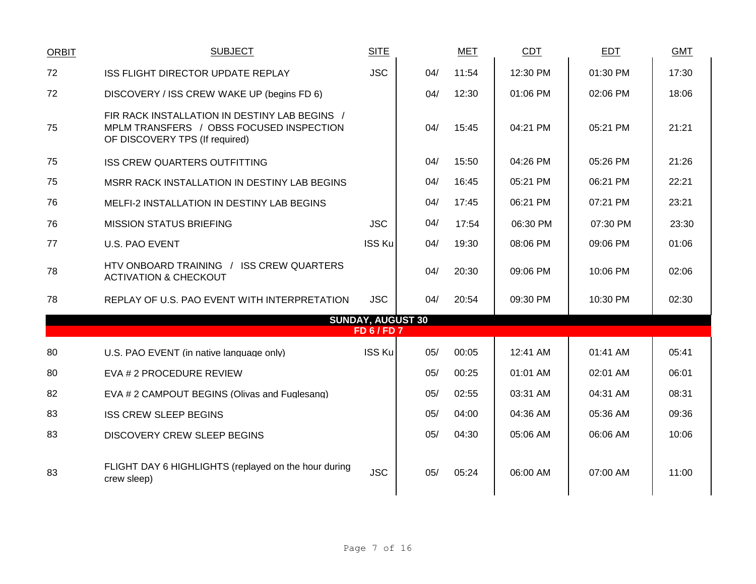| ORBIT | SUBJECT | SITE | | MET | CDT | EDT | GMT |
|---|---|---|---|---|---|---|---|
| 72 | ISS FLIGHT DIRECTOR UPDATE REPLAY | JSC | 04/ | 11:54 | 12:30 PM | 01:30 PM | 17:30 |
| 72 | DISCOVERY / ISS CREW WAKE UP (begins FD 6) | | 04/ | 12:30 | 01:06 PM | 02:06 PM | 18:06 |
| 75 | FIR RACK INSTALLATION IN DESTINY LAB BEGINS / MPLM TRANSFERS / OBSS FOCUSED INSPECTION OF DISCOVERY TPS (If required) | | 04/ | 15:45 | 04:21 PM | 05:21 PM | 21:21 |
| 75 | ISS CREW QUARTERS OUTFITTING | | 04/ | 15:50 | 04:26 PM | 05:26 PM | 21:26 |
| 75 | MSRR RACK INSTALLATION IN DESTINY LAB BEGINS | | 04/ | 16:45 | 05:21 PM | 06:21 PM | 22:21 |
| 76 | MELFI-2 INSTALLATION IN DESTINY LAB BEGINS | | 04/ | 17:45 | 06:21 PM | 07:21 PM | 23:21 |
| 76 | MISSION STATUS BRIEFING | JSC | 04/ | 17:54 | 06:30 PM | 07:30 PM | 23:30 |
| 77 | U.S. PAO EVENT | ISS Ku | 04/ | 19:30 | 08:06 PM | 09:06 PM | 01:06 |
| 78 | HTV ONBOARD TRAINING / ISS CREW QUARTERS ACTIVATION & CHECKOUT | | 04/ | 20:30 | 09:06 PM | 10:06 PM | 02:06 |
| 78 | REPLAY OF U.S. PAO EVENT WITH INTERPRETATION | JSC | 04/ | 20:54 | 09:30 PM | 10:30 PM | 02:30 |
| | **SUNDAY, AUGUST 30** | | | | | | |
| | **FD 6 / FD 7** | | | | | | |
| 80 | U.S. PAO EVENT (in native language only) | ISS Ku | 05/ | 00:05 | 12:41 AM | 01:41 AM | 05:41 |
| 80 | EVA # 2 PROCEDURE REVIEW | | 05/ | 00:25 | 01:01 AM | 02:01 AM | 06:01 |
| 82 | EVA # 2 CAMPOUT BEGINS (Olivas and Fuglesang) | | 05/ | 02:55 | 03:31 AM | 04:31 AM | 08:31 |
| 83 | ISS CREW SLEEP BEGINS | | 05/ | 04:00 | 04:36 AM | 05:36 AM | 09:36 |
| 83 | DISCOVERY CREW SLEEP BEGINS | | 05/ | 04:30 | 05:06 AM | 06:06 AM | 10:06 |
| 83 | FLIGHT DAY 6 HIGHLIGHTS (replayed on the hour during crew sleep) | JSC | 05/ | 05:24 | 06:00 AM | 07:00 AM | 11:00 |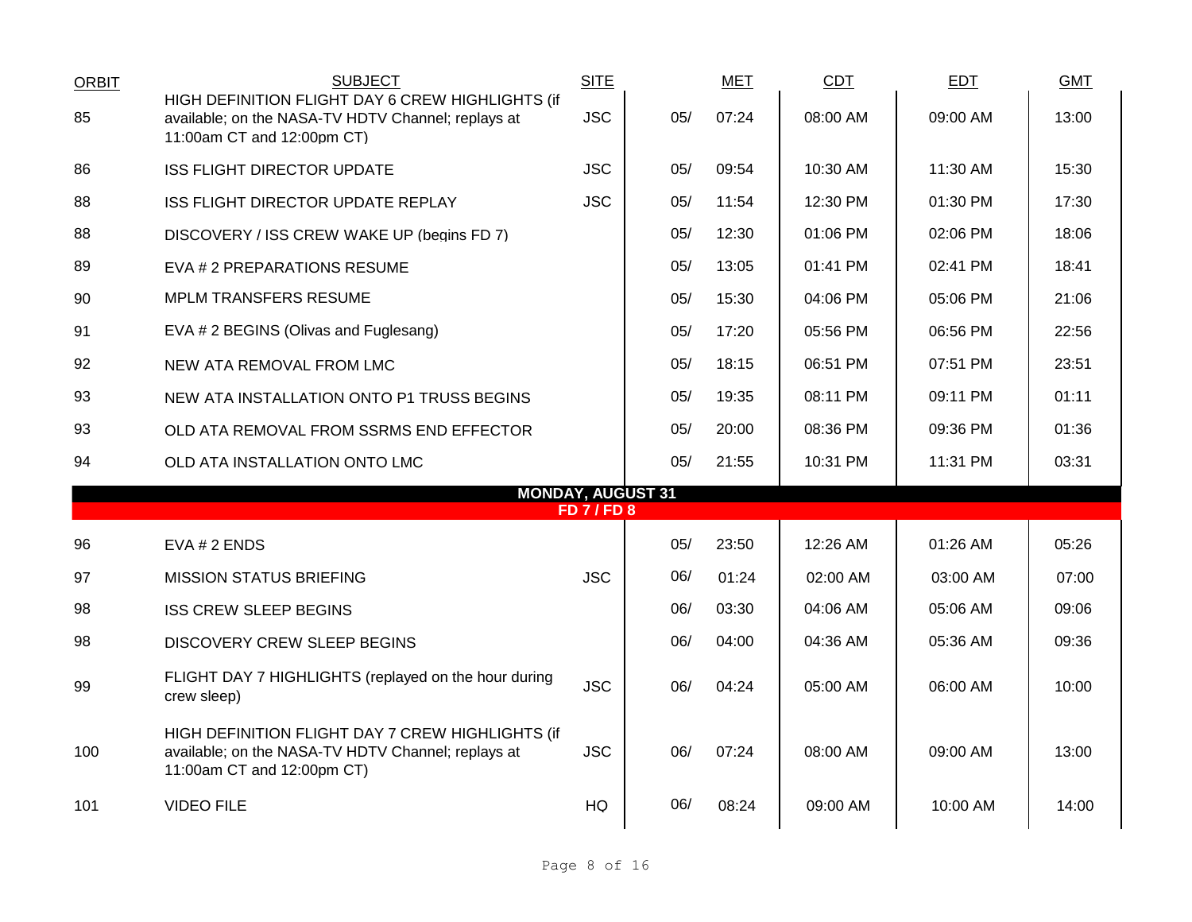| ORBIT | SUBJECT | SITE | MET | | CDT | EDT | GMT |
|---|---|---|---|---|---|---|---|
| 85 | HIGH DEFINITION FLIGHT DAY 6 CREW HIGHLIGHTS (if available; on the NASA-TV HDTV Channel; replays at 11:00am CT and 12:00pm CT) | JSC | 05/ | 07:24 | 08:00 AM | 09:00 AM | 13:00 |
| 86 | ISS FLIGHT DIRECTOR UPDATE | JSC | 05/ | 09:54 | 10:30 AM | 11:30 AM | 15:30 |
| 88 | ISS FLIGHT DIRECTOR UPDATE REPLAY | JSC | 05/ | 11:54 | 12:30 PM | 01:30 PM | 17:30 |
| 88 | DISCOVERY / ISS CREW WAKE UP (begins FD 7) | | 05/ | 12:30 | 01:06 PM | 02:06 PM | 18:06 |
| 89 | EVA # 2 PREPARATIONS RESUME | | 05/ | 13:05 | 01:41 PM | 02:41 PM | 18:41 |
| 90 | MPLM TRANSFERS RESUME | | 05/ | 15:30 | 04:06 PM | 05:06 PM | 21:06 |
| 91 | EVA # 2 BEGINS (Olivas and Fuglesang) | | 05/ | 17:20 | 05:56 PM | 06:56 PM | 22:56 |
| 92 | NEW ATA REMOVAL FROM LMC | | 05/ | 18:15 | 06:51 PM | 07:51 PM | 23:51 |
| 93 | NEW ATA INSTALLATION ONTO P1 TRUSS BEGINS | | 05/ | 19:35 | 08:11 PM | 09:11 PM | 01:11 |
| 93 | OLD ATA REMOVAL FROM SSRMS END EFFECTOR | | 05/ | 20:00 | 08:36 PM | 09:36 PM | 01:36 |
| 94 | OLD ATA INSTALLATION ONTO LMC | | 05/ | 21:55 | 10:31 PM | 11:31 PM | 03:31 |
| | **MONDAY, AUGUST 31** **FD 7 / FD 8** | | | | | | |
| 96 | EVA # 2 ENDS | | 05/ | 23:50 | 12:26 AM | 01:26 AM | 05:26 |
| 97 | MISSION STATUS BRIEFING | JSC | 06/ | 01:24 | 02:00 AM | 03:00 AM | 07:00 |
| 98 | ISS CREW SLEEP BEGINS | | 06/ | 03:30 | 04:06 AM | 05:06 AM | 09:06 |
| 98 | DISCOVERY CREW SLEEP BEGINS | | 06/ | 04:00 | 04:36 AM | 05:36 AM | 09:36 |
| 99 | FLIGHT DAY 7 HIGHLIGHTS (replayed on the hour during crew sleep) | JSC | 06/ | 04:24 | 05:00 AM | 06:00 AM | 10:00 |
| 100 | HIGH DEFINITION FLIGHT DAY 7 CREW HIGHLIGHTS (if available; on the NASA-TV HDTV Channel; replays at 11:00am CT and 12:00pm CT) | JSC | 06/ | 07:24 | 08:00 AM | 09:00 AM | 13:00 |
| 101 | VIDEO FILE | HQ | 06/ | 08:24 | 09:00 AM | 10:00 AM | 14:00 |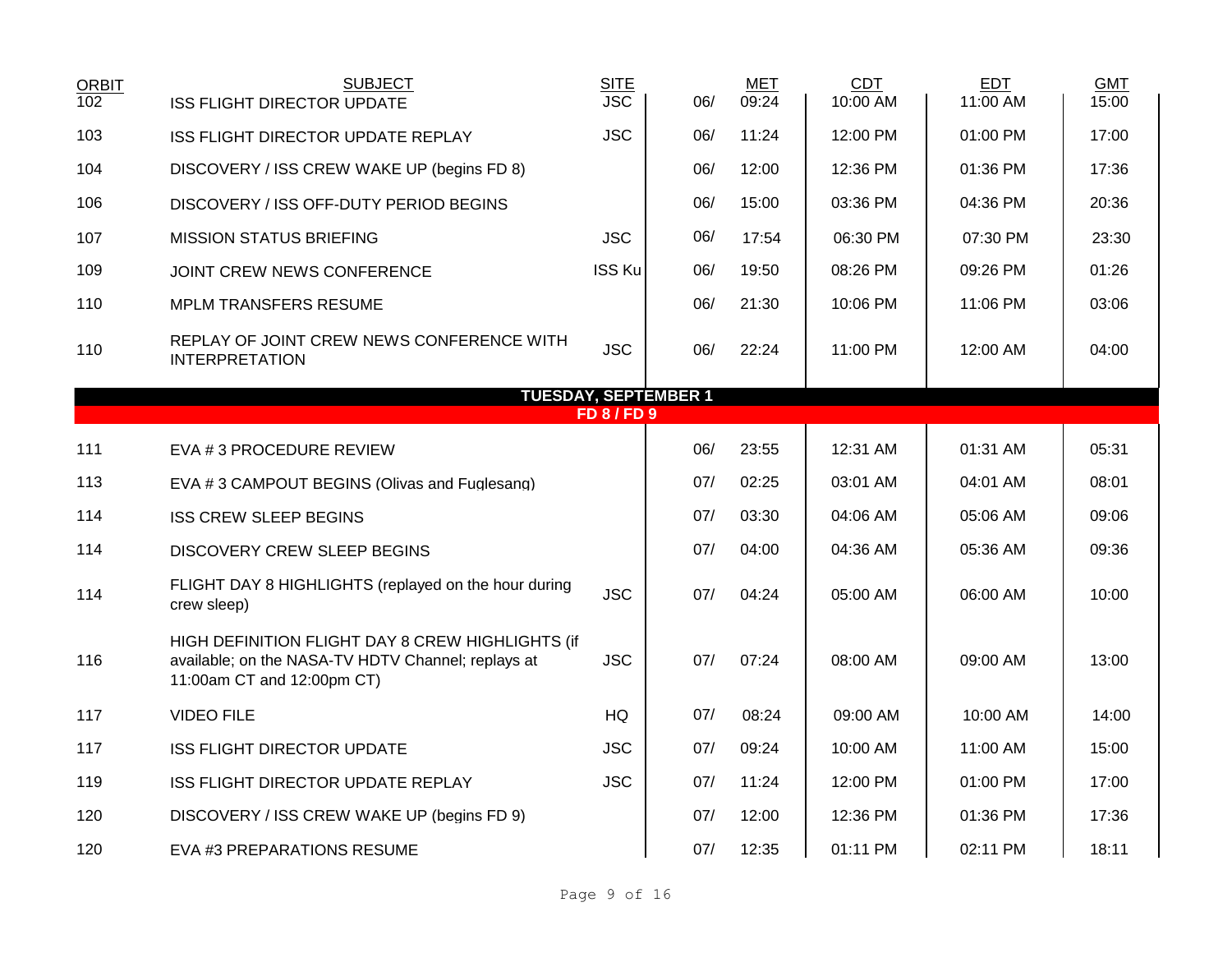| ORBIT | SUBJECT | SITE | MET | | CDT | EDT | GMT |
|---|---|---|---|---|---|---|---|
| 102 | ISS FLIGHT DIRECTOR UPDATE | JSC | 06/ | 09:24 | 10:00 AM | 11:00 AM | 15:00 |
| 103 | ISS FLIGHT DIRECTOR UPDATE REPLAY | JSC | 06/ | 11:24 | 12:00 PM | 01:00 PM | 17:00 |
| 104 | DISCOVERY / ISS CREW WAKE UP (begins FD 8) | | 06/ | 12:00 | 12:36 PM | 01:36 PM | 17:36 |
| 106 | DISCOVERY / ISS OFF-DUTY PERIOD BEGINS | | 06/ | 15:00 | 03:36 PM | 04:36 PM | 20:36 |
| 107 | MISSION STATUS BRIEFING | JSC | 06/ | 17:54 | 06:30 PM | 07:30 PM | 23:30 |
| 109 | JOINT CREW NEWS CONFERENCE | ISS Ku | 06/ | 19:50 | 08:26 PM | 09:26 PM | 01:26 |
| 110 | MPLM TRANSFERS RESUME | | 06/ | 21:30 | 10:06 PM | 11:06 PM | 03:06 |
| 110 | REPLAY OF JOINT CREW NEWS CONFERENCE WITH INTERPRETATION | JSC | 06/ | 22:24 | 11:00 PM | 12:00 AM | 04:00 |
| | **TUESDAY, SEPTEMBER 1** | | | | | | |
| | **FD 8 / FD 9** | | | | | | |
| 111 | EVA # 3 PROCEDURE REVIEW | | 06/ | 23:55 | 12:31 AM | 01:31 AM | 05:31 |
| 113 | EVA # 3 CAMPOUT BEGINS (Olivas and Fuglesang) | | 07/ | 02:25 | 03:01 AM | 04:01 AM | 08:01 |
| 114 | ISS CREW SLEEP BEGINS | | 07/ | 03:30 | 04:06 AM | 05:06 AM | 09:06 |
| 114 | DISCOVERY CREW SLEEP BEGINS | | 07/ | 04:00 | 04:36 AM | 05:36 AM | 09:36 |
| 114 | FLIGHT DAY 8 HIGHLIGHTS (replayed on the hour during crew sleep) | JSC | 07/ | 04:24 | 05:00 AM | 06:00 AM | 10:00 |
| 116 | HIGH DEFINITION FLIGHT DAY 8 CREW HIGHLIGHTS (if available; on the NASA-TV HDTV Channel; replays at 11:00am CT and 12:00pm CT) | JSC | 07/ | 07:24 | 08:00 AM | 09:00 AM | 13:00 |
| 117 | VIDEO FILE | HQ | 07/ | 08:24 | 09:00 AM | 10:00 AM | 14:00 |
| 117 | ISS FLIGHT DIRECTOR UPDATE | JSC | 07/ | 09:24 | 10:00 AM | 11:00 AM | 15:00 |
| 119 | ISS FLIGHT DIRECTOR UPDATE REPLAY | JSC | 07/ | 11:24 | 12:00 PM | 01:00 PM | 17:00 |
| 120 | DISCOVERY / ISS CREW WAKE UP (begins FD 9) | | 07/ | 12:00 | 12:36 PM | 01:36 PM | 17:36 |
| 120 | EVA #3 PREPARATIONS RESUME | | 07/ | 12:35 | 01:11 PM | 02:11 PM | 18:11 |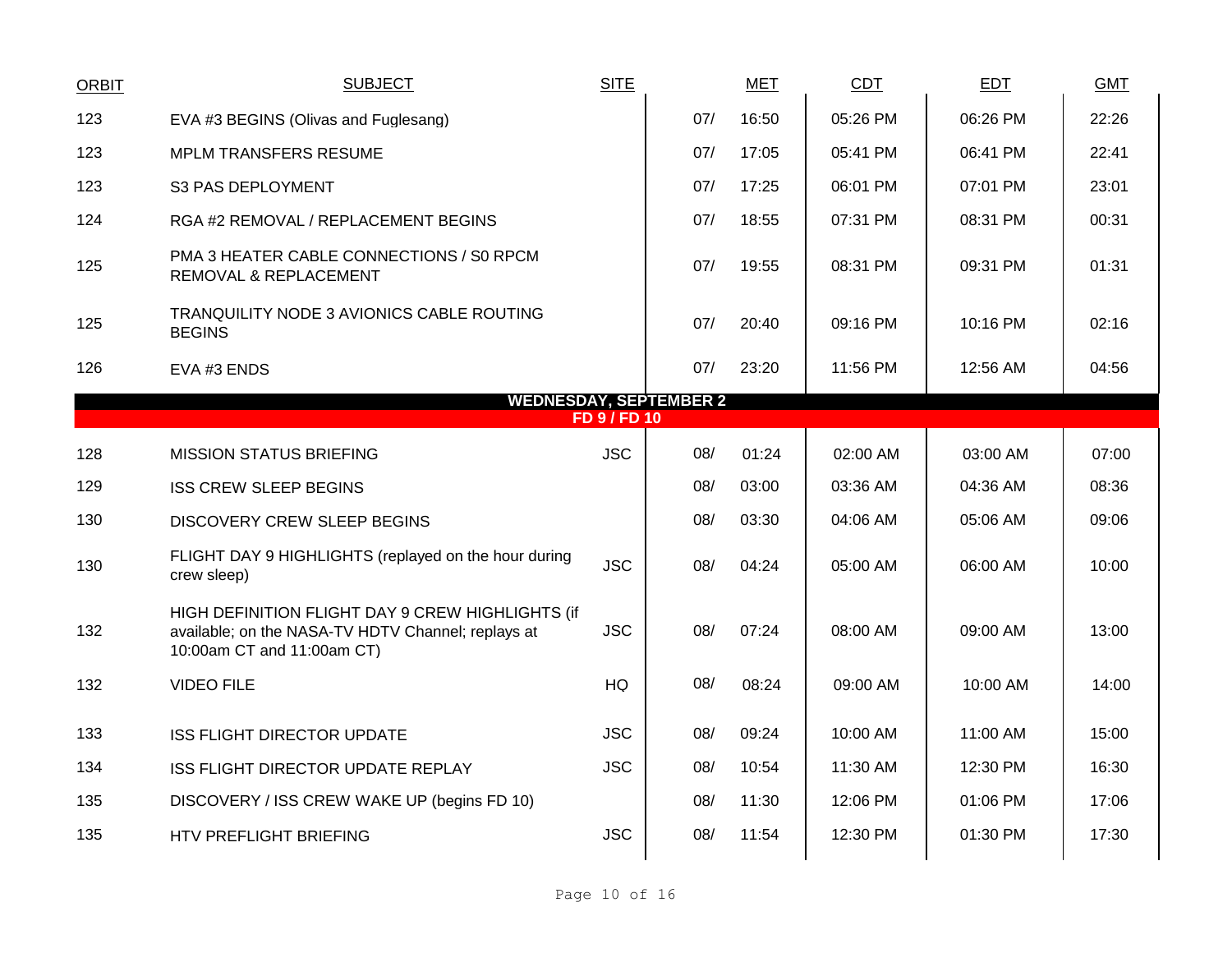| ORBIT | SUBJECT | SITE | MET | | CDT | EDT | GMT |
|---|---|---|---|---|---|---|---|
| 123 | EVA #3 BEGINS (Olivas and Fuglesang) | | 07/ | 16:50 | 05:26 PM | 06:26 PM | 22:26 |
| 123 | MPLM TRANSFERS RESUME | | 07/ | 17:05 | 05:41 PM | 06:41 PM | 22:41 |
| 123 | S3 PAS DEPLOYMENT | | 07/ | 17:25 | 06:01 PM | 07:01 PM | 23:01 |
| 124 | RGA #2 REMOVAL / REPLACEMENT BEGINS | | 07/ | 18:55 | 07:31 PM | 08:31 PM | 00:31 |
| 125 | PMA 3 HEATER CABLE CONNECTIONS / S0 RPCM REMOVAL & REPLACEMENT | | 07/ | 19:55 | 08:31 PM | 09:31 PM | 01:31 |
| 125 | TRANQUILITY NODE 3 AVIONICS CABLE ROUTING BEGINS | | 07/ | 20:40 | 09:16 PM | 10:16 PM | 02:16 |
| 126 | EVA #3 ENDS | | 07/ | 23:20 | 11:56 PM | 12:56 AM | 04:56 |
| | **WEDNESDAY, SEPTEMBER 2** | | | | | | |
| | **FD 9 / FD 10** | | | | | | |
| 128 | MISSION STATUS BRIEFING | JSC | 08/ | 01:24 | 02:00 AM | 03:00 AM | 07:00 |
| 129 | ISS CREW SLEEP BEGINS | | 08/ | 03:00 | 03:36 AM | 04:36 AM | 08:36 |
| 130 | DISCOVERY CREW SLEEP BEGINS | | 08/ | 03:30 | 04:06 AM | 05:06 AM | 09:06 |
| 130 | FLIGHT DAY 9 HIGHLIGHTS (replayed on the hour during crew sleep) | JSC | 08/ | 04:24 | 05:00 AM | 06:00 AM | 10:00 |
| 132 | HIGH DEFINITION FLIGHT DAY 9 CREW HIGHLIGHTS (if available; on the NASA-TV HDTV Channel; replays at 10:00am CT and 11:00am CT) | JSC | 08/ | 07:24 | 08:00 AM | 09:00 AM | 13:00 |
| 132 | VIDEO FILE | HQ | 08/ | 08:24 | 09:00 AM | 10:00 AM | 14:00 |
| 133 | ISS FLIGHT DIRECTOR UPDATE | JSC | 08/ | 09:24 | 10:00 AM | 11:00 AM | 15:00 |
| 134 | ISS FLIGHT DIRECTOR UPDATE REPLAY | JSC | 08/ | 10:54 | 11:30 AM | 12:30 PM | 16:30 |
| 135 | DISCOVERY / ISS CREW WAKE UP (begins FD 10) | | 08/ | 11:30 | 12:06 PM | 01:06 PM | 17:06 |
| 135 | HTV PREFLIGHT BRIEFING | JSC | 08/ | 11:54 | 12:30 PM | 01:30 PM | 17:30 |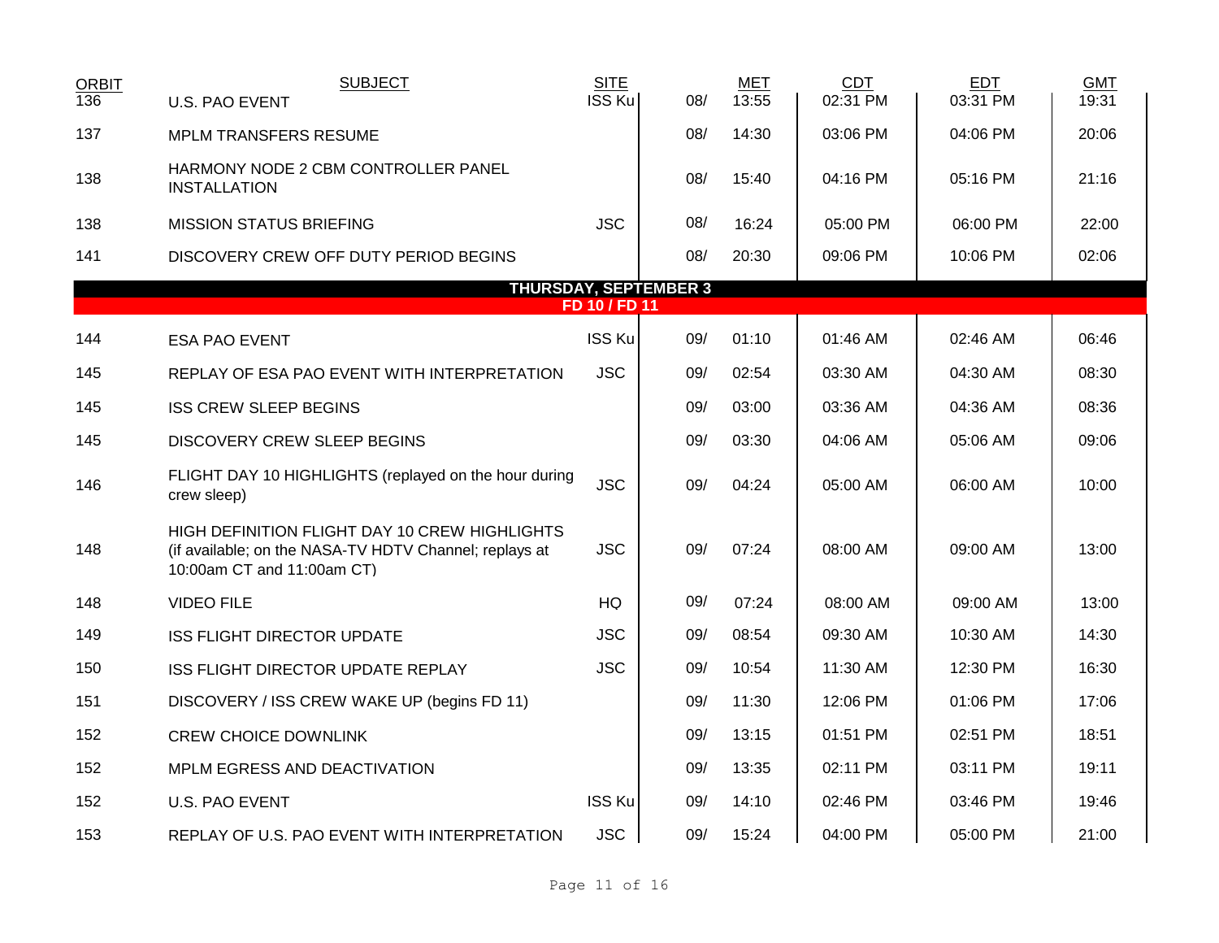| ORBIT | SUBJECT | SITE | | MET | CDT | EDT | GMT |
|---|---|---|---|---|---|---|---|
| 136 | U.S. PAO EVENT | ISS Ku | 08/ | 13:55 | 02:31 PM | 03:31 PM | 19:31 |
| 137 | MPLM TRANSFERS RESUME | | 08/ | 14:30 | 03:06 PM | 04:06 PM | 20:06 |
| 138 | HARMONY NODE 2 CBM CONTROLLER PANEL INSTALLATION | | 08/ | 15:40 | 04:16 PM | 05:16 PM | 21:16 |
| 138 | MISSION STATUS BRIEFING | JSC | 08/ | 16:24 | 05:00 PM | 06:00 PM | 22:00 |
| 141 | DISCOVERY CREW OFF DUTY PERIOD BEGINS | | 08/ | 20:30 | 09:06 PM | 10:06 PM | 02:06 |
| | **THURSDAY, SEPTEMBER 3** | | | | | | |
| | **FD 10 / FD 11** | | | | | | |
| 144 | ESA PAO EVENT | ISS Ku | 09/ | 01:10 | 01:46 AM | 02:46 AM | 06:46 |
| 145 | REPLAY OF ESA PAO EVENT WITH INTERPRETATION | JSC | 09/ | 02:54 | 03:30 AM | 04:30 AM | 08:30 |
| 145 | ISS CREW SLEEP BEGINS | | 09/ | 03:00 | 03:36 AM | 04:36 AM | 08:36 |
| 145 | DISCOVERY CREW SLEEP BEGINS | | 09/ | 03:30 | 04:06 AM | 05:06 AM | 09:06 |
| 146 | FLIGHT DAY 10 HIGHLIGHTS (replayed on the hour during crew sleep) | JSC | 09/ | 04:24 | 05:00 AM | 06:00 AM | 10:00 |
| 148 | HIGH DEFINITION FLIGHT DAY 10 CREW HIGHLIGHTS (if available; on the NASA-TV HDTV Channel; replays at 10:00am CT and 11:00am CT) | JSC | 09/ | 07:24 | 08:00 AM | 09:00 AM | 13:00 |
| 148 | VIDEO FILE | HQ | 09/ | 07:24 | 08:00 AM | 09:00 AM | 13:00 |
| 149 | ISS FLIGHT DIRECTOR UPDATE | JSC | 09/ | 08:54 | 09:30 AM | 10:30 AM | 14:30 |
| 150 | ISS FLIGHT DIRECTOR UPDATE REPLAY | JSC | 09/ | 10:54 | 11:30 AM | 12:30 PM | 16:30 |
| 151 | DISCOVERY / ISS CREW WAKE UP (begins FD 11) | | 09/ | 11:30 | 12:06 PM | 01:06 PM | 17:06 |
| 152 | CREW CHOICE DOWNLINK | | 09/ | 13:15 | 01:51 PM | 02:51 PM | 18:51 |
| 152 | MPLM EGRESS AND DEACTIVATION | | 09/ | 13:35 | 02:11 PM | 03:11 PM | 19:11 |
| 152 | U.S. PAO EVENT | ISS Ku | 09/ | 14:10 | 02:46 PM | 03:46 PM | 19:46 |
| 153 | REPLAY OF U.S. PAO EVENT WITH INTERPRETATION | JSC | 09/ | 15:24 | 04:00 PM | 05:00 PM | 21:00 |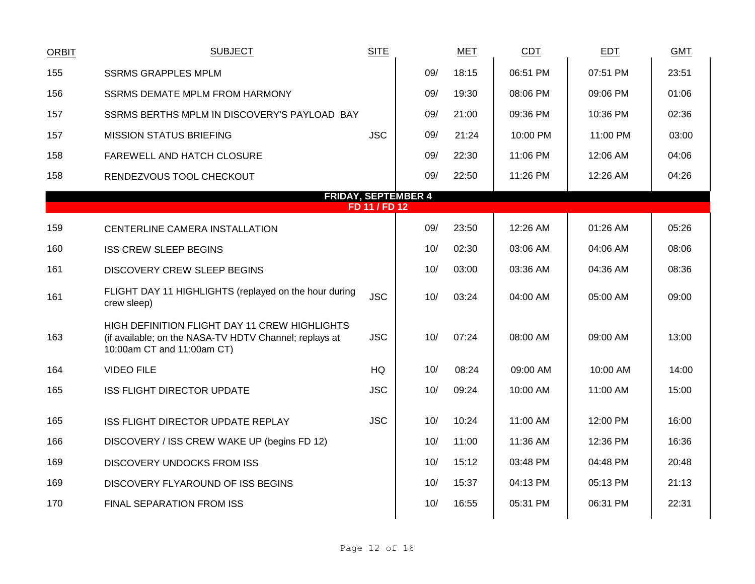| ORBIT | SUBJECT | SITE | | MET | CDT | EDT | GMT |
|---|---|---|---|---|---|---|---|
| 155 | SSRMS GRAPPLES MPLM | | 09/ | 18:15 | 06:51 PM | 07:51 PM | 23:51 |
| 156 | SSRMS DEMATE MPLM FROM HARMONY | | 09/ | 19:30 | 08:06 PM | 09:06 PM | 01:06 |
| 157 | SSRMS BERTHS MPLM IN DISCOVERY'S PAYLOAD BAY | | 09/ | 21:00 | 09:36 PM | 10:36 PM | 02:36 |
| 157 | MISSION STATUS BRIEFING | JSC | 09/ | 21:24 | 10:00 PM | 11:00 PM | 03:00 |
| 158 | FAREWELL AND HATCH CLOSURE | | 09/ | 22:30 | 11:06 PM | 12:06 AM | 04:06 |
| 158 | RENDEZVOUS TOOL CHECKOUT | | 09/ | 22:50 | 11:26 PM | 12:26 AM | 04:26 |
| | **FRIDAY, SEPTEMBER 4** | | | | | | |
| | **FD 11 / FD 12** | | | | | | |
| 159 | CENTERLINE CAMERA INSTALLATION | | 09/ | 23:50 | 12:26 AM | 01:26 AM | 05:26 |
| 160 | ISS CREW SLEEP BEGINS | | 10/ | 02:30 | 03:06 AM | 04:06 AM | 08:06 |
| 161 | DISCOVERY CREW SLEEP BEGINS | | 10/ | 03:00 | 03:36 AM | 04:36 AM | 08:36 |
| 161 | FLIGHT DAY 11 HIGHLIGHTS (replayed on the hour during crew sleep) | JSC | 10/ | 03:24 | 04:00 AM | 05:00 AM | 09:00 |
| 163 | HIGH DEFINITION FLIGHT DAY 11 CREW HIGHLIGHTS (if available; on the NASA-TV HDTV Channel; replays at 10:00am CT and 11:00am CT) | JSC | 10/ | 07:24 | 08:00 AM | 09:00 AM | 13:00 |
| 164 | VIDEO FILE | HQ | 10/ | 08:24 | 09:00 AM | 10:00 AM | 14:00 |
| 165 | ISS FLIGHT DIRECTOR UPDATE | JSC | 10/ | 09:24 | 10:00 AM | 11:00 AM | 15:00 |
| 165 | ISS FLIGHT DIRECTOR UPDATE REPLAY | JSC | 10/ | 10:24 | 11:00 AM | 12:00 PM | 16:00 |
| 166 | DISCOVERY / ISS CREW WAKE UP (begins FD 12) | | 10/ | 11:00 | 11:36 AM | 12:36 PM | 16:36 |
| 169 | DISCOVERY UNDOCKS FROM ISS | | 10/ | 15:12 | 03:48 PM | 04:48 PM | 20:48 |
| 169 | DISCOVERY FLYAROUND OF ISS BEGINS | | 10/ | 15:37 | 04:13 PM | 05:13 PM | 21:13 |
| 170 | FINAL SEPARATION FROM ISS | | 10/ | 16:55 | 05:31 PM | 06:31 PM | 22:31 |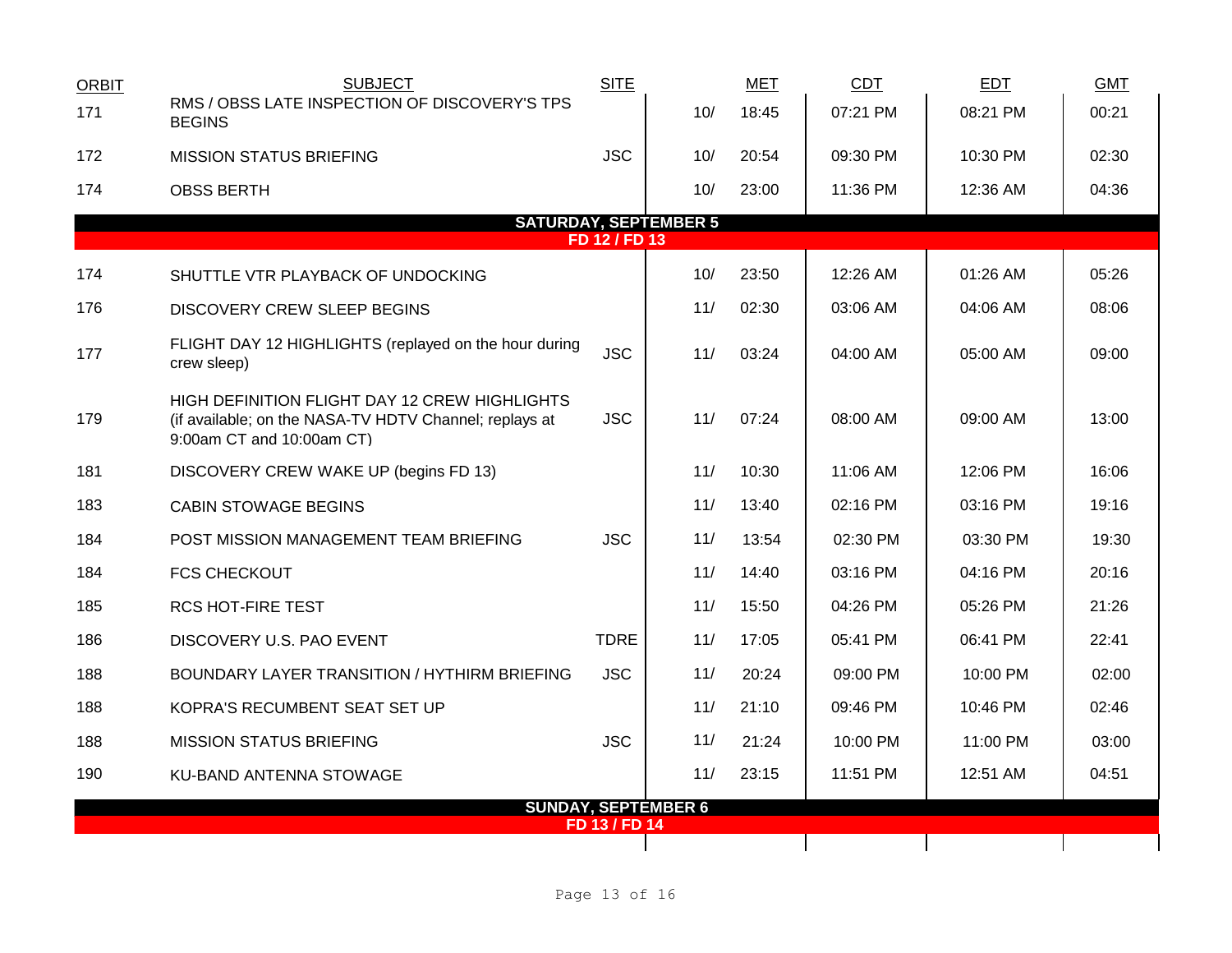| ORBIT | SUBJECT | SITE | | MET | CDT | EDT | GMT |
|---|---|---|---|---|---|---|---|
| 171 | RMS / OBSS LATE INSPECTION OF DISCOVERY'S TPS BEGINS | | 10/ | 18:45 | 07:21 PM | 08:21 PM | 00:21 |
| 172 | MISSION STATUS BRIEFING | JSC | 10/ | 20:54 | 09:30 PM | 10:30 PM | 02:30 |
| 174 | OBSS BERTH | | 10/ | 23:00 | 11:36 PM | 12:36 AM | 04:36 |
| | **SATURDAY, SEPTEMBER 5** | | | | | | |
| | **FD 12 / FD 13** | | | | | | |
| 174 | SHUTTLE VTR PLAYBACK OF UNDOCKING | | 10/ | 23:50 | 12:26 AM | 01:26 AM | 05:26 |
| 176 | DISCOVERY CREW SLEEP BEGINS | | 11/ | 02:30 | 03:06 AM | 04:06 AM | 08:06 |
| 177 | FLIGHT DAY 12 HIGHLIGHTS (replayed on the hour during crew sleep) | JSC | 11/ | 03:24 | 04:00 AM | 05:00 AM | 09:00 |
| 179 | HIGH DEFINITION FLIGHT DAY 12 CREW HIGHLIGHTS (if available; on the NASA-TV HDTV Channel; replays at 9:00am CT and 10:00am CT) | JSC | 11/ | 07:24 | 08:00 AM | 09:00 AM | 13:00 |
| 181 | DISCOVERY CREW WAKE UP (begins FD 13) | | 11/ | 10:30 | 11:06 AM | 12:06 PM | 16:06 |
| 183 | CABIN STOWAGE BEGINS | | 11/ | 13:40 | 02:16 PM | 03:16 PM | 19:16 |
| 184 | POST MISSION MANAGEMENT TEAM BRIEFING | JSC | 11/ | 13:54 | 02:30 PM | 03:30 PM | 19:30 |
| 184 | FCS CHECKOUT | | 11/ | 14:40 | 03:16 PM | 04:16 PM | 20:16 |
| 185 | RCS HOT-FIRE TEST | | 11/ | 15:50 | 04:26 PM | 05:26 PM | 21:26 |
| 186 | DISCOVERY U.S. PAO EVENT | TDRE | 11/ | 17:05 | 05:41 PM | 06:41 PM | 22:41 |
| 188 | BOUNDARY LAYER TRANSITION / HYTHIRM BRIEFING | JSC | 11/ | 20:24 | 09:00 PM | 10:00 PM | 02:00 |
| 188 | KOPRA'S RECUMBENT SEAT SET UP | | 11/ | 21:10 | 09:46 PM | 10:46 PM | 02:46 |
| 188 | MISSION STATUS BRIEFING | JSC | 11/ | 21:24 | 10:00 PM | 11:00 PM | 03:00 |
| 190 | KU-BAND ANTENNA STOWAGE | | 11/ | 23:15 | 11:51 PM | 12:51 AM | 04:51 |
| | **SUNDAY, SEPTEMBER 6** | | | | | | |
| | **FD 13 / FD 14** | | | | | | |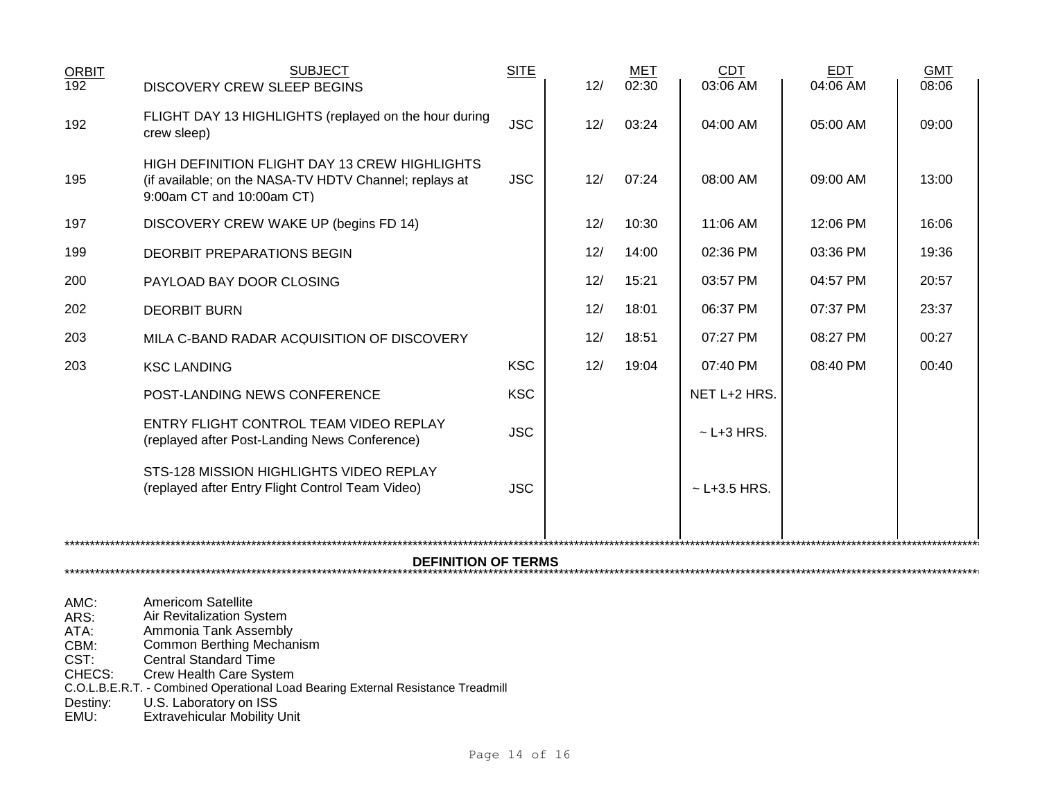| ORBIT | SUBJECT | SITE | | MET | CDT | EDT | GMT |
|---|---|---|---|---|---|---|---|
| 192 | DISCOVERY CREW SLEEP BEGINS | | 12/ | 02:30 | 03:06 AM | 04:06 AM | 08:06 |
| 192 | FLIGHT DAY 13 HIGHLIGHTS (replayed on the hour during crew sleep) | JSC | 12/ | 03:24 | 04:00 AM | 05:00 AM | 09:00 |
| 195 | HIGH DEFINITION FLIGHT DAY 13 CREW HIGHLIGHTS (if available; on the NASA-TV HDTV Channel; replays at 9:00am CT and 10:00am CT) | JSC | 12/ | 07:24 | 08:00 AM | 09:00 AM | 13:00 |
| 197 | DISCOVERY CREW WAKE UP (begins FD 14) | | 12/ | 10:30 | 11:06 AM | 12:06 PM | 16:06 |
| 199 | DEORBIT PREPARATIONS BEGIN | | 12/ | 14:00 | 02:36 PM | 03:36 PM | 19:36 |
| 200 | PAYLOAD BAY DOOR CLOSING | | 12/ | 15:21 | 03:57 PM | 04:57 PM | 20:57 |
| 202 | DEORBIT BURN | | 12/ | 18:01 | 06:37 PM | 07:37 PM | 23:37 |
| 203 | MILA C-BAND RADAR ACQUISITION OF DISCOVERY | | 12/ | 18:51 | 07:27 PM | 08:27 PM | 00:27 |
| 203 | KSC LANDING | KSC | 12/ | 19:04 | 07:40 PM | 08:40 PM | 00:40 |
| | POST-LANDING NEWS CONFERENCE | KSC | | | NET L+2 HRS. | | |
| | ENTRY FLIGHT CONTROL TEAM VIDEO REPLAY (replayed after Post-Landing News Conference) | JSC | | | ~ L+3 HRS. | | |
| | STS-128 MISSION HIGHLIGHTS VIDEO REPLAY (replayed after Entry Flight Control Team Video) | JSC | | | ~ L+3.5 HRS. | | |

## DEFINITION OF TERMS

AMC: Americom Satellite
ARS: Air Revitalization System
ATA: Ammonia Tank Assembly
CBM: Common Berthing Mechanism
CST: Central Standard Time
CHECS: Crew Health Care System
C.O.L.B.E.R.T. - Combined Operational Load Bearing External Resistance Treadmill
Destiny: U.S. Laboratory on ISS
EMU: Extravehicular Mobility Unit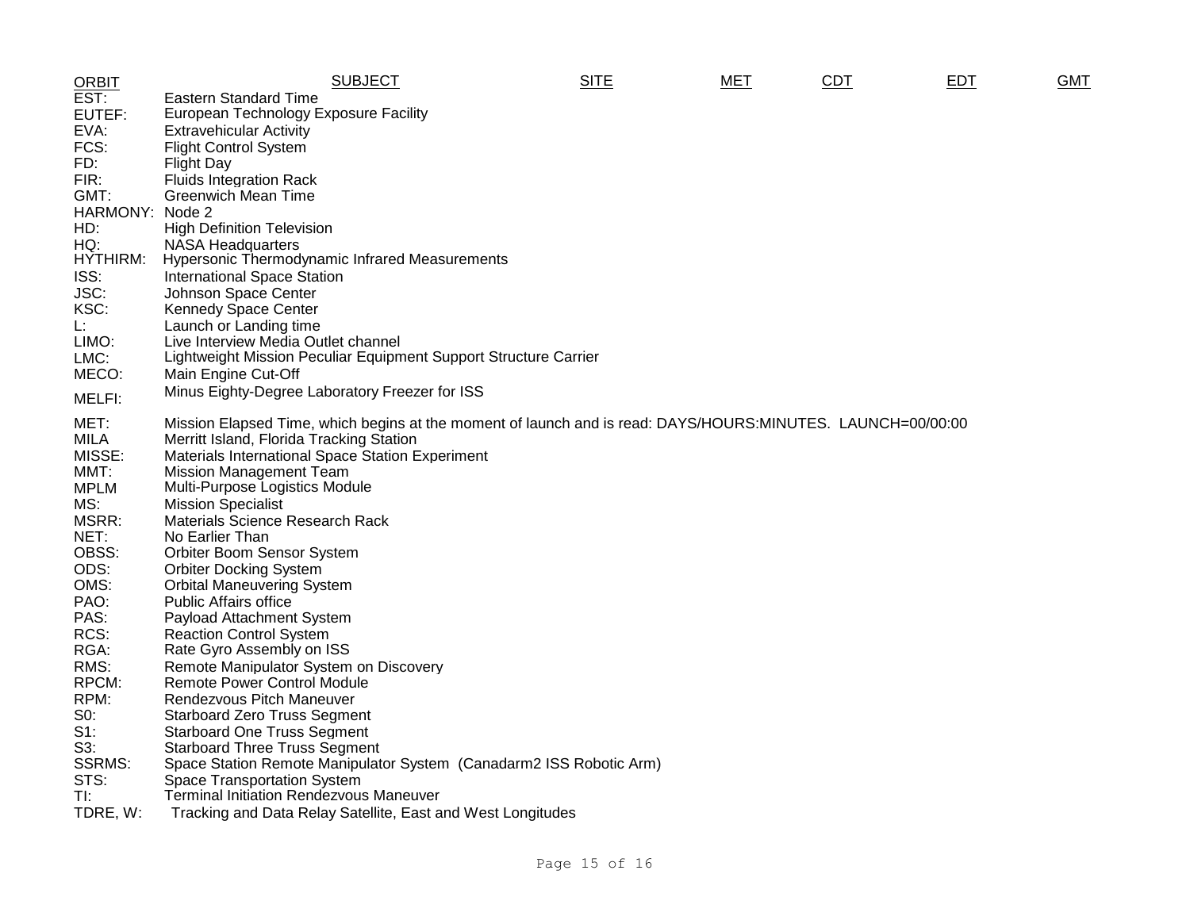| ORBIT | SUBJECT | SITE | MET | CDT | EDT | GMT |
|---|---|---|---|---|---|---|

EST: Eastern Standard Time
EUTEF: European Technology Exposure Facility
EVA: Extravehicular Activity
FCS: Flight Control System
FD: Flight Day
FIR: Fluids Integration Rack
GMT: Greenwich Mean Time
HARMONY: Node 2
HD: High Definition Television
HQ: NASA Headquarters
HYTHIRM: Hypersonic Thermodynamic Infrared Measurements
ISS: International Space Station
JSC: Johnson Space Center
KSC: Kennedy Space Center
L: Launch or Landing time
LIMO: Live Interview Media Outlet channel
LMC: Lightweight Mission Peculiar Equipment Support Structure Carrier
MECO: Main Engine Cut-Off
MELFI: Minus Eighty-Degree Laboratory Freezer for ISS
MET: Mission Elapsed Time, which begins at the moment of launch and is read: DAYS/HOURS:MINUTES. LAUNCH=00/00:00
MILA Merritt Island, Florida Tracking Station
MISSE: Materials International Space Station Experiment
MMT: Mission Management Team
MPLM Multi-Purpose Logistics Module
MS: Mission Specialist
MSRR: Materials Science Research Rack
NET: No Earlier Than
OBSS: Orbiter Boom Sensor System
ODS: Orbiter Docking System
OMS: Orbital Maneuvering System
PAO: Public Affairs office
PAS: Payload Attachment System
RCS: Reaction Control System
RGA: Rate Gyro Assembly on ISS
RMS: Remote Manipulator System on Discovery
RPCM: Remote Power Control Module
RPM: Rendezvous Pitch Maneuver
S0: Starboard Zero Truss Segment
S1: Starboard One Truss Segment
S3: Starboard Three Truss Segment
SSRMS: Space Station Remote Manipulator System (Canadarm2 ISS Robotic Arm)
STS: Space Transportation System
TI: Terminal Initiation Rendezvous Maneuver
TDRE, W: Tracking and Data Relay Satellite, East and West Longitudes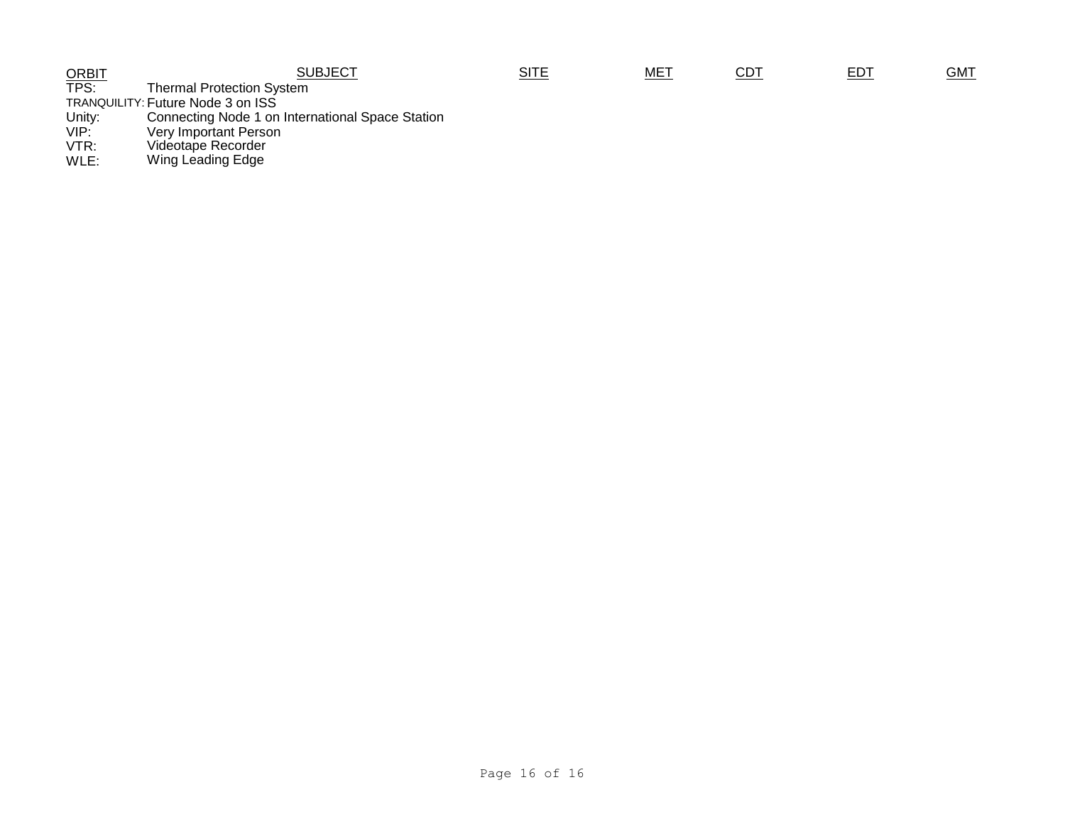| ORBIT | SUBJECT | SITE | MET | CDT | EDT | GMT |
|---|---|---|---|---|---|---|
| TPS: | Thermal Protection System | | | | | |
| TRANQUILITY: | Future Node 3 on ISS | | | | | |
| Unity: | Connecting Node 1 on International Space Station | | | | | |
| VIP: | Very Important Person | | | | | |
| VTR: | Videotape Recorder | | | | | |
| WLE: | Wing Leading Edge | | | | | |